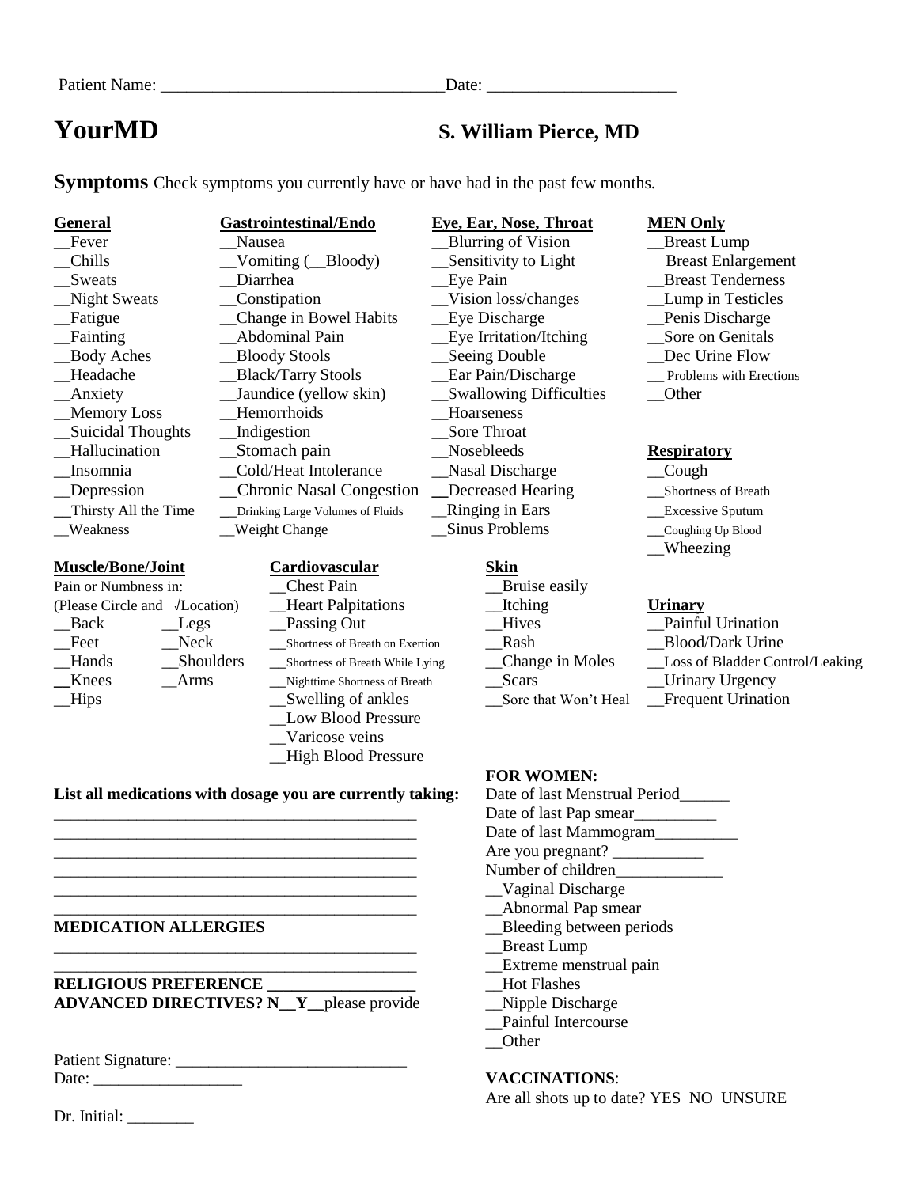Patient Name: ________________________________Date: ______________________

# YourMD

## S. William Pierce, MD

**Symptoms** Check symptoms you currently have or have had in the past few months.

**General**
- __Fever
- __Chills
- __Sweats
- __Night Sweats
- __Fatigue
- __Fainting
- __Body Aches
- __Headache
- __Anxiety
- __Memory Loss
- __Suicidal Thoughts
- __Hallucination
- __Insomnia
- __Depression
- __Thirsty All the Time
- __Weakness

**Gastrointestinal/Endo**
- __Nausea
- __Vomiting (__Bloody)
- __Diarrhea
- __Constipation
- __Change in Bowel Habits
- __Abdominal Pain
- __Bloody Stools
- __Black/Tarry Stools
- __Jaundice (yellow skin)
- __Hemorrhoids
- __Indigestion
- __Stomach pain
- __Cold/Heat Intolerance
- __Chronic Nasal Congestion
- __Drinking Large Volumes of Fluids
- __Weight Change

**Eye, Ear, Nose, Throat**
- __Blurring of Vision
- __Sensitivity to Light
- __Eye Pain
- __Vision loss/changes
- __Eye Discharge
- __Eye Irritation/Itching
- __Seeing Double
- __Ear Pain/Discharge
- __Swallowing Difficulties
- __Hoarseness
- __Sore Throat
- __Nosebleeds
- __Nasal Discharge
- __Decreased Hearing
- __Ringing in Ears
- __Sinus Problems

**MEN Only**
- __Breast Lump
- __Breast Enlargement
- __Breast Tenderness
- __Lump in Testicles
- __Penis Discharge
- __Sore on Genitals
- __Dec Urine Flow
- __ Problems with Erections
- __Other

**Respiratory**
- __Cough
- __Shortness of Breath
- __Excessive Sputum
- __Coughing Up Blood
- __Wheezing

**Muscle/Bone/Joint**

Pain or Numbness in:
(Please Circle and √Location)
- __Back
- __Legs
- __Feet
- __Neck
- __Hands
- __Shoulders
- __Knees
- __Arms
- __Hips

**Cardiovascular**
- __Chest Pain
- __Heart Palpitations
- __Passing Out
- __Shortness of Breath on Exertion
- __Shortness of Breath While Lying
- __Nighttime Shortness of Breath
- __Swelling of ankles
- __Low Blood Pressure
- __Varicose veins
- __High Blood Pressure

**Skin**
- __Bruise easily
- __Itching
- __Hives
- __Rash
- __Change in Moles
- __Scars
- __Sore that Won't Heal

**Urinary**
- __Painful Urination
- __Blood/Dark Urine
- __Loss of Bladder Control/Leaking
- __Urinary Urgency
- __Frequent Urination

**List all medications with dosage you are currently taking:**

_____________________________________________
_____________________________________________
_____________________________________________
_____________________________________________
_____________________________________________
_____________________________________________

**MEDICATION ALLERGIES**

_____________________________________________
_____________________________________________

**RELIGIOUS PREFERENCE __________________**

**ADVANCED DIRECTIVES? N__Y__**please provide

Patient Signature: ____________________________

Date: __________________

Dr. Initial: ________

**FOR WOMEN:**

Date of last Menstrual Period______

Date of last Pap smear__________

Date of last Mammogram__________

Are you pregnant? ___________

Number of children_____________

- __Vaginal Discharge
- __Abnormal Pap smear
- __Bleeding between periods
- __Breast Lump
- __Extreme menstrual pain
- __Hot Flashes
- __Nipple Discharge
- __Painful Intercourse
- __Other

**VACCINATIONS**:

Are all shots up to date? YES NO UNSURE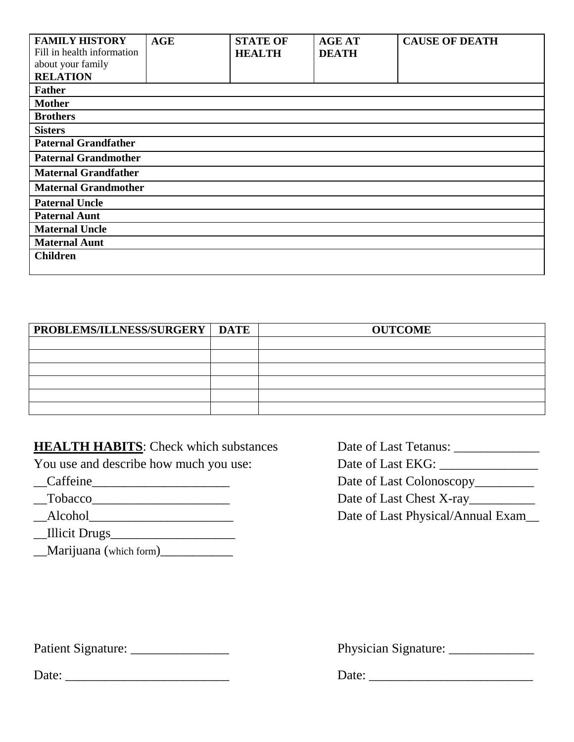| **FAMILY HISTORY** Fill in health information about your family **RELATION** | **AGE** | **STATE OF HEALTH** | **AGE AT DEATH** | **CAUSE OF DEATH** |
|---|---|---|---|---|
| **Father** | | | | |
| **Mother** | | | | |
| **Brothers** | | | | |
| **Sisters** | | | | |
| **Paternal Grandfather** | | | | |
| **Paternal Grandmother** | | | | |
| **Maternal Grandfather** | | | | |
| **Maternal Grandmother** | | | | |
| **Paternal Uncle** | | | | |
| **Paternal Aunt** | | | | |
| **Maternal Uncle** | | | | |
| **Maternal Aunt** | | | | |
| **Children** | | | | |

| **PROBLEMS/ILLNESS/SURGERY** | **DATE** | **OUTCOME** |
|---|---|---|
| | | |
| | | |
| | | |
| | | |
| | | |
| | | |

**HEALTH HABITS**: Check which substances You use and describe how much you use:

__Caffeine_____________________

__Tobacco_____________________

__Alcohol______________________

__Illicit Drugs___________________

__Marijuana (which form)___________

Date of Last Tetanus: _____________

Date of Last EKG: _______________

Date of Last Colonoscopy_________

Date of Last Chest X-ray__________

Date of Last Physical/Annual Exam__

Patient Signature: _______________

Date: _________________________

Physician Signature: _____________

Date: _________________________